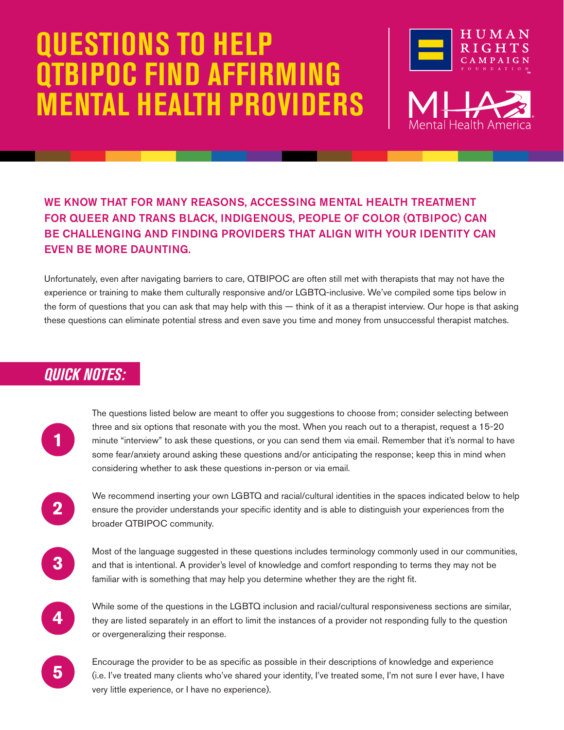# QUESTIONS TO HELP QTBIPOC FIND AFFIRMING MENTAL HEALTH PROVIDERS

HUMAN RIGHTS CAMPAIGN FOUNDATION

Mental Health America

**WE KNOW THAT FOR MANY REASONS, ACCESSING MENTAL HEALTH TREATMENT FOR QUEER AND TRANS BLACK, INDIGENOUS, PEOPLE OF COLOR (QTBIPOC) CAN BE CHALLENGING AND FINDING PROVIDERS THAT ALIGN WITH YOUR IDENTITY CAN EVEN BE MORE DAUNTING.**

Unfortunately, even after navigating barriers to care, QTBIPOC are often still met with therapists that may not have the experience or training to make them culturally responsive and/or LGBTQ-inclusive. We've compiled some tips below in the form of questions that you can ask that may help with this — think of it as a therapist interview. Our hope is that asking these questions can eliminate potential stress and even save you time and money from unsuccessful therapist matches.

## *QUICK NOTES:*

1. The questions listed below are meant to offer you suggestions to choose from; consider selecting between three and six options that resonate with you the most. When you reach out to a therapist, request a 15-20 minute "interview" to ask these questions, or you can send them via email. Remember that it's normal to have some fear/anxiety around asking these questions and/or anticipating the response; keep this in mind when considering whether to ask these questions in-person or via email.

2. We recommend inserting your own LGBTQ and racial/cultural identities in the spaces indicated below to help ensure the provider understands your specific identity and is able to distinguish your experiences from the broader QTBIPOC community.

3. Most of the language suggested in these questions includes terminology commonly used in our communities, and that is intentional. A provider's level of knowledge and comfort responding to terms they may not be familiar with is something that may help you determine whether they are the right fit.

4. While some of the questions in the LGBTQ inclusion and racial/cultural responsiveness sections are similar, they are listed separately in an effort to limit the instances of a provider not responding fully to the question or overgeneralizing their response.

5. Encourage the provider to be as specific as possible in their descriptions of knowledge and experience (i.e. I've treated many clients who've shared your identity, I've treated some, I'm not sure I ever have, I have very little experience, or I have no experience).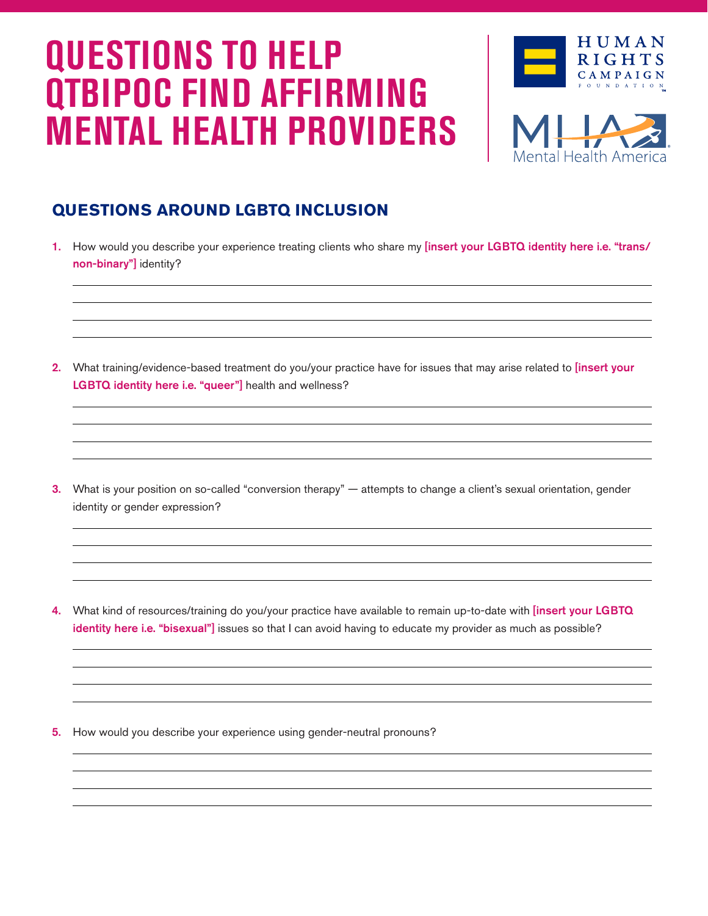# QUESTIONS TO HELP QTBIPOC FIND AFFIRMING MENTAL HEALTH PROVIDERS

HUMAN RIGHTS CAMPAIGN FOUNDATION

Mental Health America

## QUESTIONS AROUND LGBTQ INCLUSION

1. How would you describe your experience treating clients who share my **[insert your LGBTQ identity here i.e. "trans/non-binary"]** identity?

2. What training/evidence-based treatment do you/your practice have for issues that may arise related to **[insert your LGBTQ identity here i.e. "queer"]** health and wellness?

3. What is your position on so-called "conversion therapy" — attempts to change a client's sexual orientation, gender identity or gender expression?

4. What kind of resources/training do you/your practice have available to remain up-to-date with **[insert your LGBTQ identity here i.e. "bisexual"]** issues so that I can avoid having to educate my provider as much as possible?

5. How would you describe your experience using gender-neutral pronouns?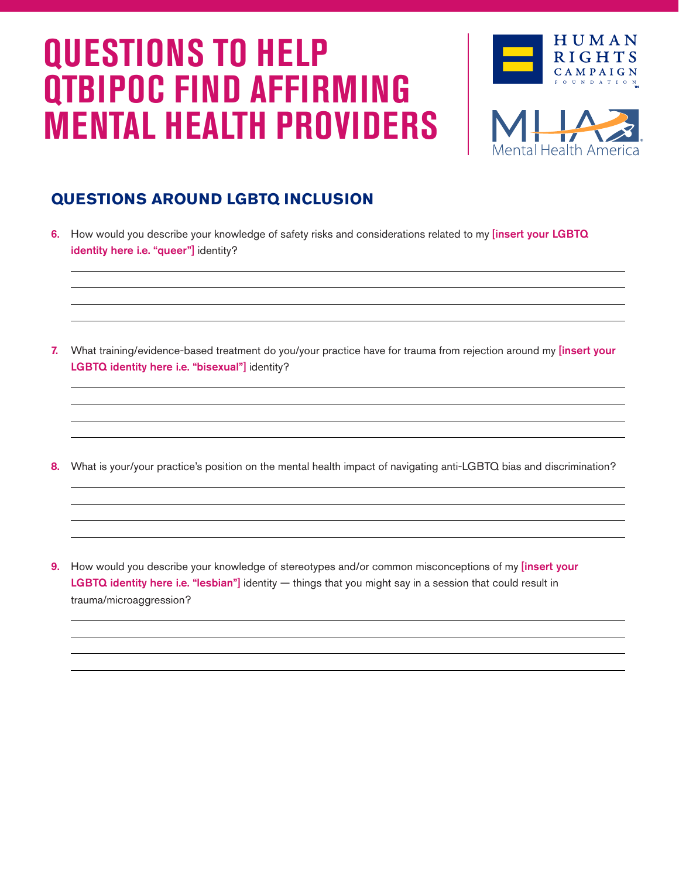# QUESTIONS TO HELP QTBIPOC FIND AFFIRMING MENTAL HEALTH PROVIDERS

## QUESTIONS AROUND LGBTQ INCLUSION

6. How would you describe your knowledge of safety risks and considerations related to my **[insert your LGBTQ identity here i.e. "queer"]** identity?

7. What training/evidence-based treatment do you/your practice have for trauma from rejection around my **[insert your LGBTQ identity here i.e. "bisexual"]** identity?

8. What is your/your practice's position on the mental health impact of navigating anti-LGBTQ bias and discrimination?

9. How would you describe your knowledge of stereotypes and/or common misconceptions of my **[insert your LGBTQ identity here i.e. "lesbian"]** identity — things that you might say in a session that could result in trauma/microaggression?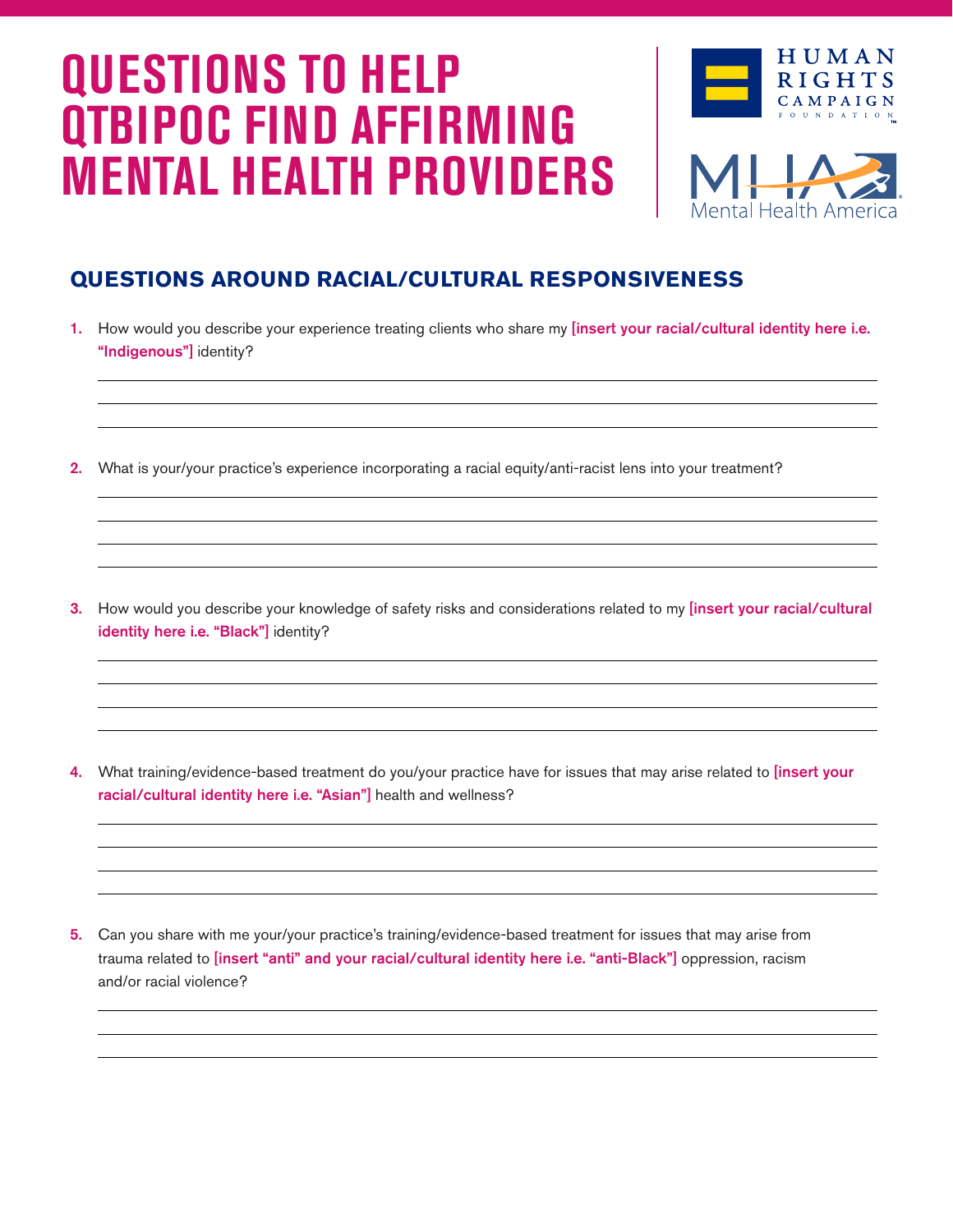# QUESTIONS TO HELP QTBIPOC FIND AFFIRMING MENTAL HEALTH PROVIDERS

## QUESTIONS AROUND RACIAL/CULTURAL RESPONSIVENESS

1. How would you describe your experience treating clients who share my **[insert your racial/cultural identity here i.e. "Indigenous"]** identity?

2. What is your/your practice's experience incorporating a racial equity/anti-racist lens into your treatment?

3. How would you describe your knowledge of safety risks and considerations related to my **[insert your racial/cultural identity here i.e. "Black"]** identity?

4. What training/evidence-based treatment do you/your practice have for issues that may arise related to **[insert your racial/cultural identity here i.e. "Asian"]** health and wellness?

5. Can you share with me your/your practice's training/evidence-based treatment for issues that may arise from trauma related to **[insert "anti" and your racial/cultural identity here i.e. "anti-Black"]** oppression, racism and/or racial violence?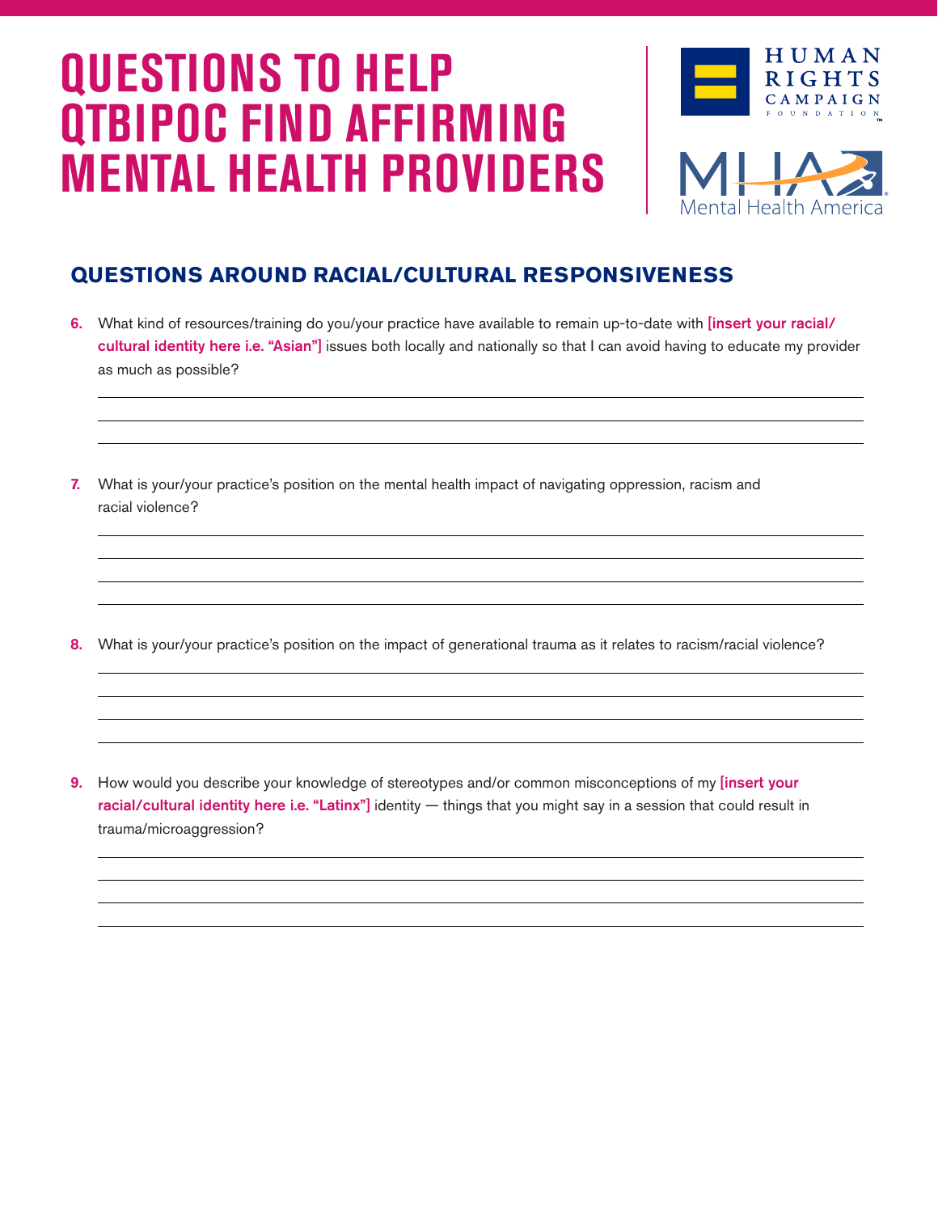# QUESTIONS TO HELP QTBIPOC FIND AFFIRMING MENTAL HEALTH PROVIDERS

HUMAN RIGHTS CAMPAIGN FOUNDATION

Mental Health America

## QUESTIONS AROUND RACIAL/CULTURAL RESPONSIVENESS

6. What kind of resources/training do you/your practice have available to remain up-to-date with [insert your racial/cultural identity here i.e. "Asian"] issues both locally and nationally so that I can avoid having to educate my provider as much as possible?

7. What is your/your practice's position on the mental health impact of navigating oppression, racism and racial violence?

8. What is your/your practice's position on the impact of generational trauma as it relates to racism/racial violence?

9. How would you describe your knowledge of stereotypes and/or common misconceptions of my [insert your racial/cultural identity here i.e. "Latinx"] identity — things that you might say in a session that could result in trauma/microaggression?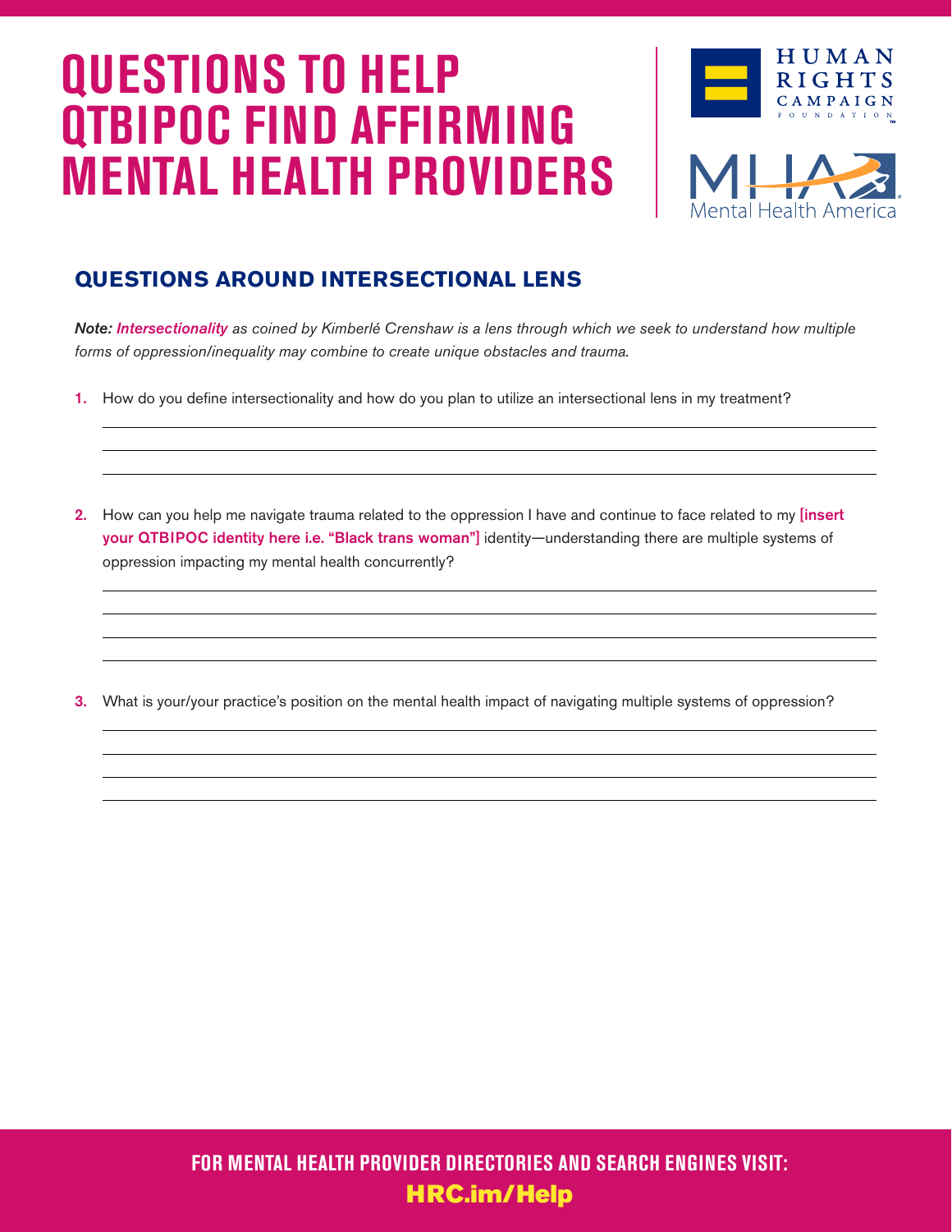# QUESTIONS TO HELP QTBIPOC FIND AFFIRMING MENTAL HEALTH PROVIDERS

HUMAN RIGHTS CAMPAIGN FOUNDATION

Mental Health America

## QUESTIONS AROUND INTERSECTIONAL LENS

*Note: Intersectionality as coined by Kimberlé Crenshaw is a lens through which we seek to understand how multiple forms of oppression/inequality may combine to create unique obstacles and trauma.*

1. How do you define intersectionality and how do you plan to utilize an intersectional lens in my treatment?

2. How can you help me navigate trauma related to the oppression I have and continue to face related to my [insert your QTBIPOC identity here i.e. "Black trans woman"] identity—understanding there are multiple systems of oppression impacting my mental health concurrently?

3. What is your/your practice's position on the mental health impact of navigating multiple systems of oppression?

**FOR MENTAL HEALTH PROVIDER DIRECTORIES AND SEARCH ENGINES VISIT:**

**HRC.im/Help**